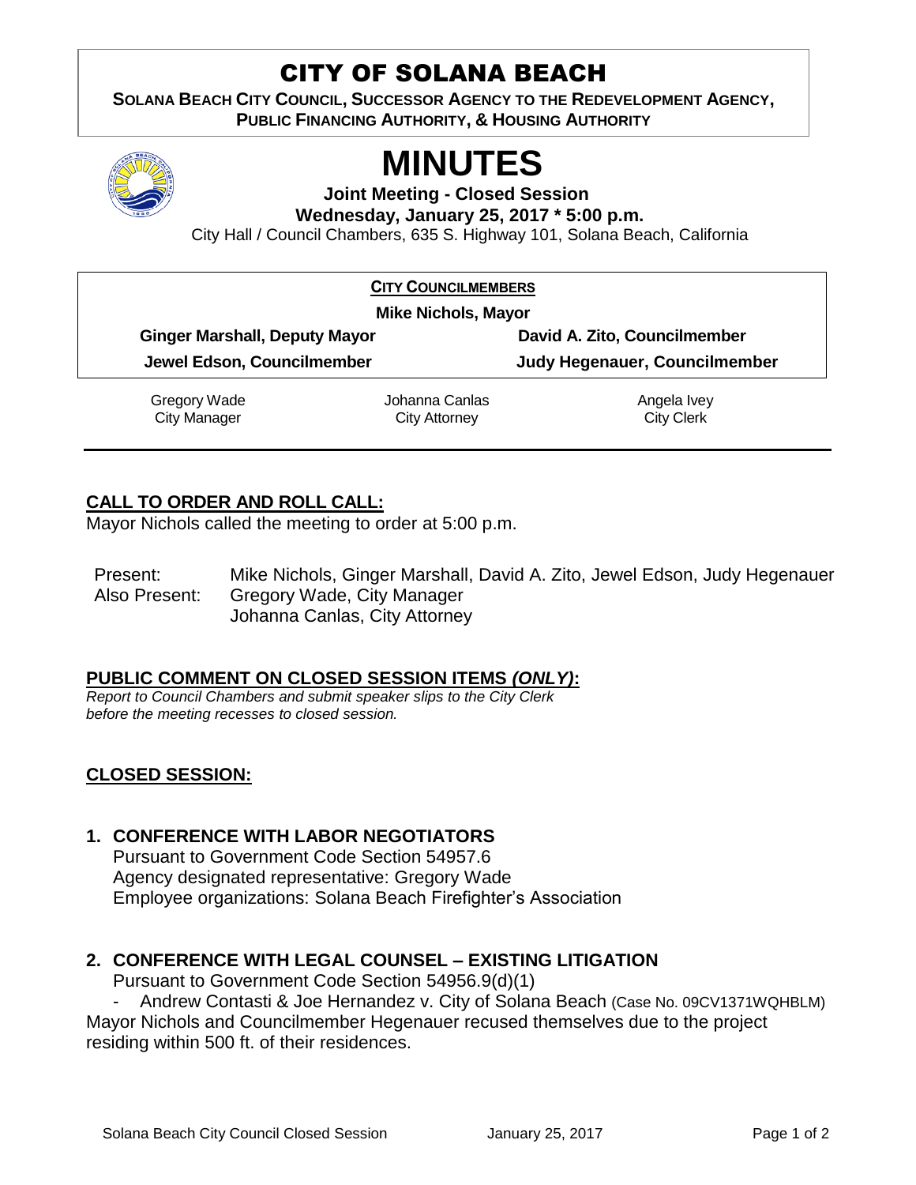# CITY OF SOLANA BEACH

**SOLANA BEACH CITY COUNCIL, SUCCESSOR AGENCY TO THE REDEVELOPMENT AGENCY, PUBLIC FINANCING AUTHORITY, & HOUSING AUTHORITY**

# MINUTES

**Joint Meeting - Closed Session**

**Wednesday, January 25, 2017 * 5:00 p.m.**

City Hall / Council Chambers, 635 S. Highway 101, Solana Beach, California

**CITY COUNCILMEMBERS**

**Mike Nichols, Mayor**

| | |
|---|---|
| **Ginger Marshall, Deputy Mayor** | **David A. Zito, Councilmember** |
| **Jewel Edson, Councilmember** | **Judy Hegenauer, Councilmember** |

| | | |
|---|---|---|
| Gregory Wade<br>City Manager | Johanna Canlas<br>City Attorney | Angela Ivey<br>City Clerk |

## CALL TO ORDER AND ROLL CALL:

Mayor Nichols called the meeting to order at 5:00 p.m.

Present: Mike Nichols, Ginger Marshall, David A. Zito, Jewel Edson, Judy Hegenauer
Also Present: Gregory Wade, City Manager
Johanna Canlas, City Attorney

## PUBLIC COMMENT ON CLOSED SESSION ITEMS *(ONLY)*:

*Report to Council Chambers and submit speaker slips to the City Clerk before the meeting recesses to closed session.*

## CLOSED SESSION:

### 1. CONFERENCE WITH LABOR NEGOTIATORS

Pursuant to Government Code Section 54957.6
Agency designated representative: Gregory Wade
Employee organizations: Solana Beach Firefighter's Association

### 2. CONFERENCE WITH LEGAL COUNSEL – EXISTING LITIGATION

Pursuant to Government Code Section 54956.9(d)(1)

- Andrew Contasti & Joe Hernandez v. City of Solana Beach (Case No. 09CV1371WQHBLM)

Mayor Nichols and Councilmember Hegenauer recused themselves due to the project residing within 500 ft. of their residences.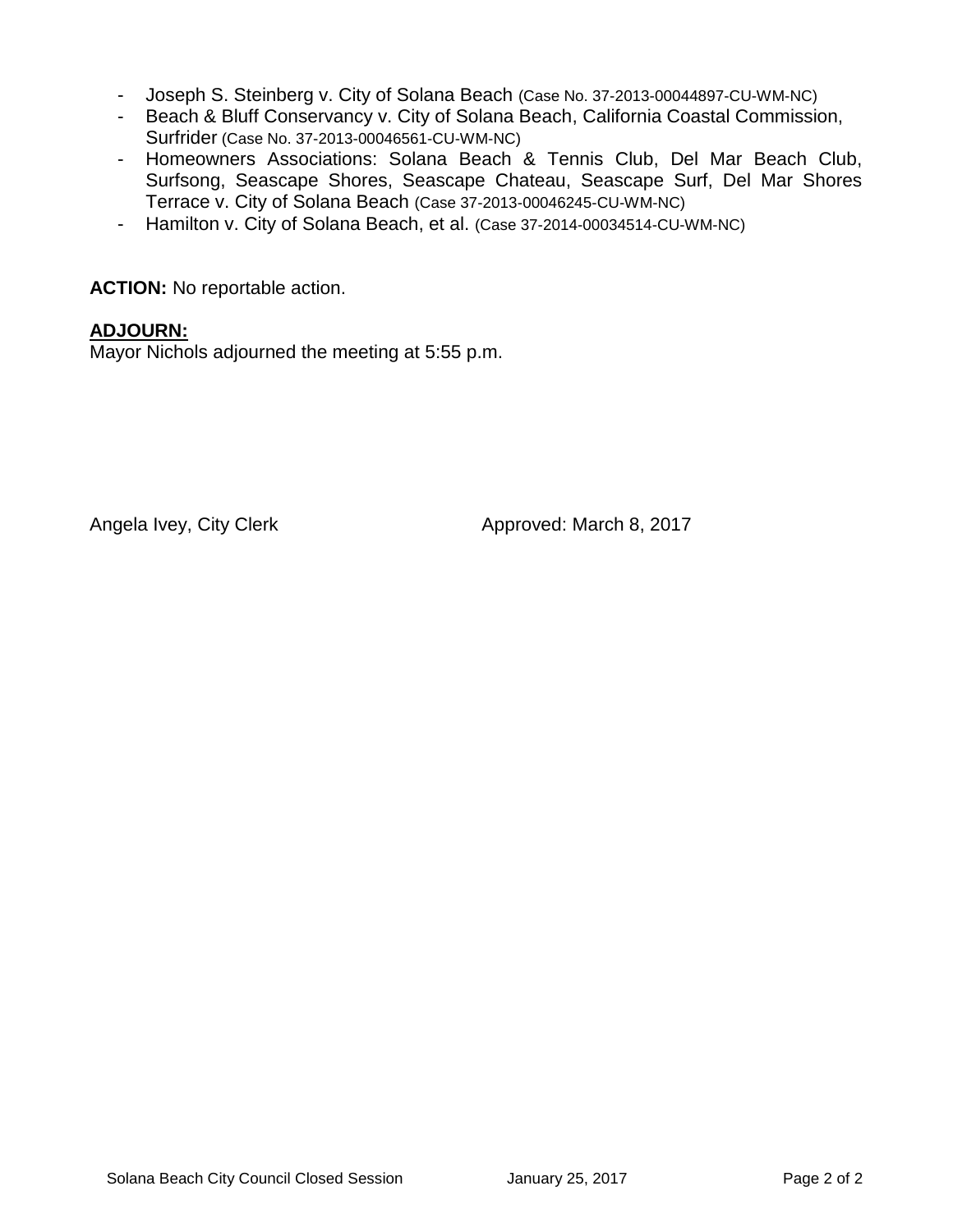- Joseph S. Steinberg v. City of Solana Beach (Case No. 37-2013-00044897-CU-WM-NC)
- Beach & Bluff Conservancy v. City of Solana Beach, California Coastal Commission, Surfrider (Case No. 37-2013-00046561-CU-WM-NC)
- Homeowners Associations: Solana Beach & Tennis Club, Del Mar Beach Club, Surfsong, Seascape Shores, Seascape Chateau, Seascape Surf, Del Mar Shores Terrace v. City of Solana Beach (Case 37-2013-00046245-CU-WM-NC)
- Hamilton v. City of Solana Beach, et al. (Case 37-2014-00034514-CU-WM-NC)

**ACTION:** No reportable action.

**ADJOURN:**

Mayor Nichols adjourned the meeting at 5:55 p.m.

Angela Ivey, City Clerk

Approved: March 8, 2017